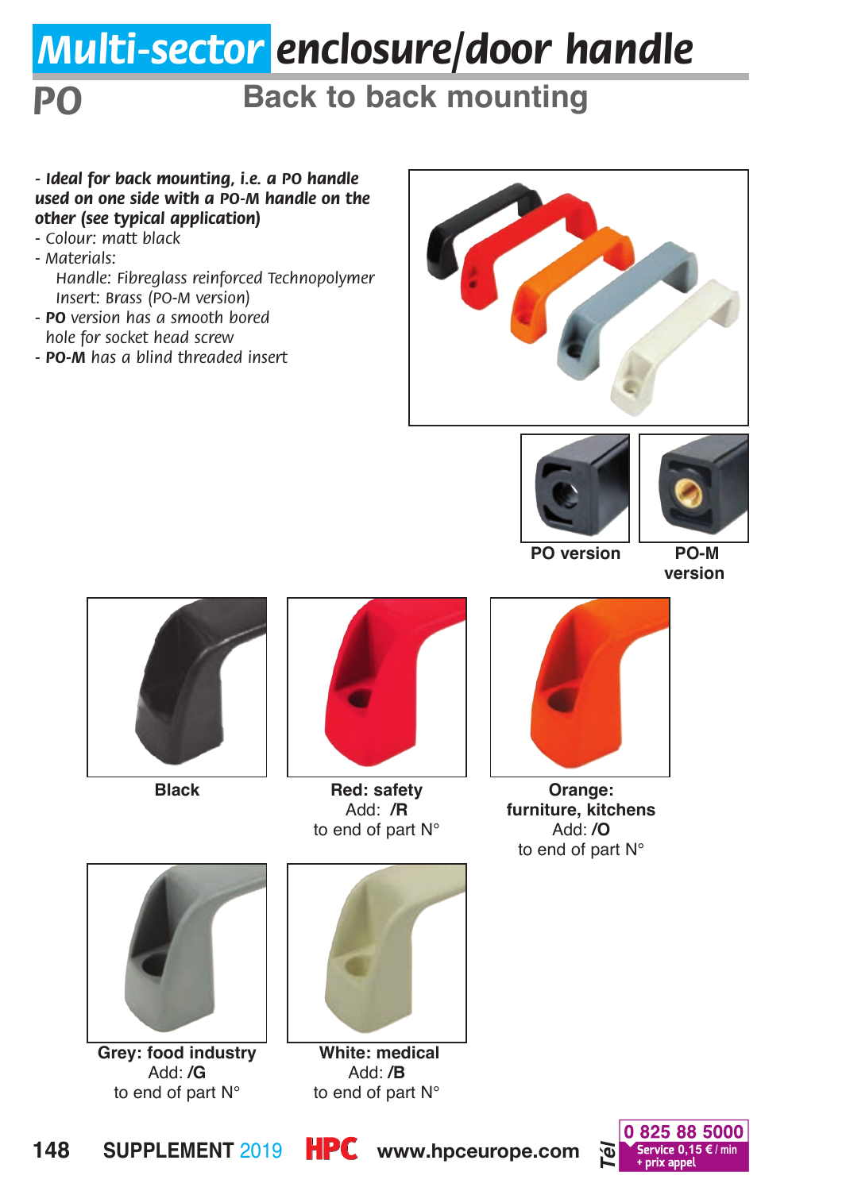# Multi-sector enclosure/door handle

## PO

## Back to back mounting

- **Ideal for back mounting, i.e. a PO handle used on one side with a PO-M handle on the other (see typical application)**
- Colour: matt black
- Materials:
  Handle: Fibreglass reinforced Technopolymer
  Insert: Brass (PO-M version)
- **PO** version has a smooth bored hole for socket head screw
- **PO-M** has a blind threaded insert

**PO version**

**PO-M version**

**Black**

**Red: safety**
Add: **/R**
to end of part N°

**Orange: furniture, kitchens**
Add: **/O**
to end of part N°

**Grey: food industry**
Add: **/G**
to end of part N°

**White: medical**
Add: **/B**
to end of part N°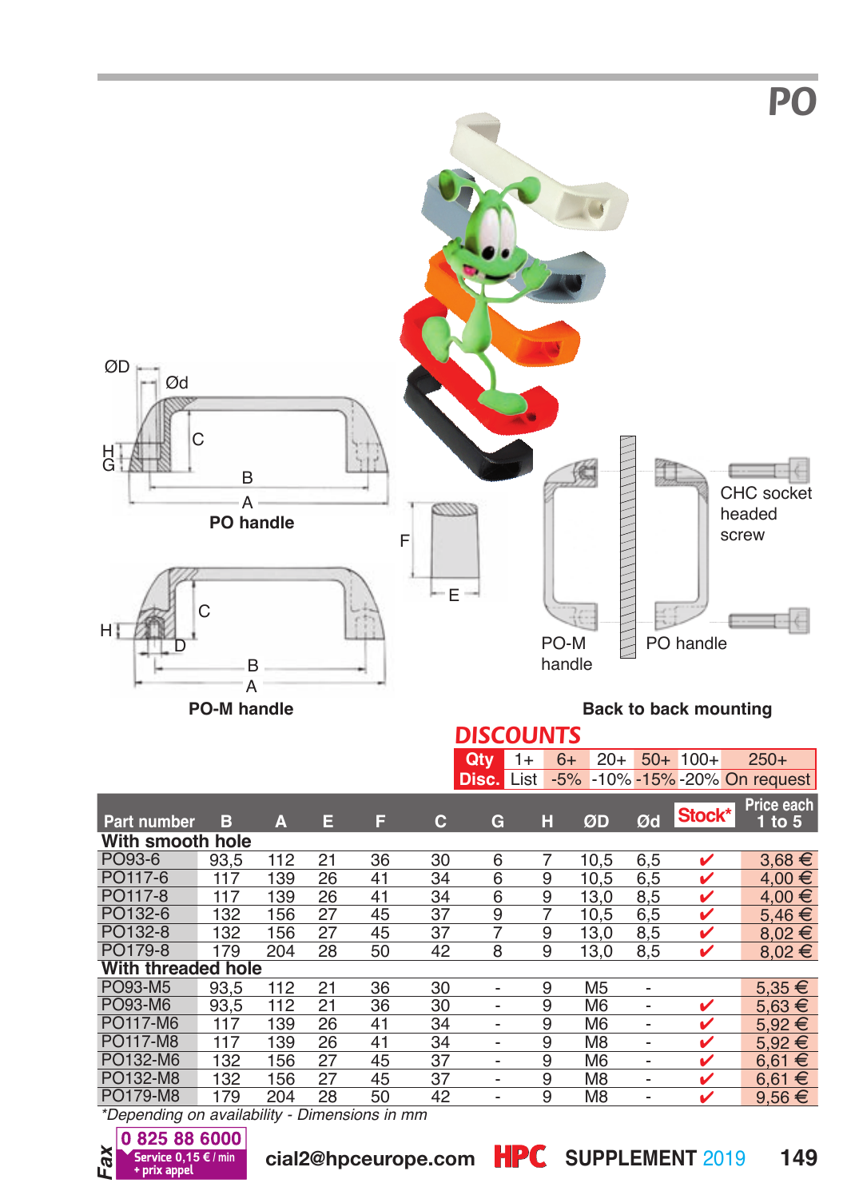# PO

ØD Ød

H G C B A

**PO handle**

F

E

H C D B A

**PO-M handle**

CHC socket headed screw

PO-M handle

PO handle

**Back to back mounting**

## DISCOUNTS

| Qty | 1+ | 6+ | 20+ | 50+ | 100+ | 250+ |
|---|---|---|---|---|---|---|
| Disc. | List | -5% | -10% | -15% | -20% | On request |

| Part number | B | A | E | F | C | G | H | ØD | Ød | Stock* | Price each 1 to 5 |
|---|---|---|---|---|---|---|---|---|---|---|---|
| **With smooth hole** | | | | | | | | | | | |
| PO93-6 | 93,5 | 112 | 21 | 36 | 30 | 6 | 7 | 10,5 | 6,5 | ✔ | 3,68 € |
| PO117-6 | 117 | 139 | 26 | 41 | 34 | 6 | 9 | 10,5 | 6,5 | ✔ | 4,00 € |
| PO117-8 | 117 | 139 | 26 | 41 | 34 | 6 | 9 | 13,0 | 8,5 | ✔ | 4,00 € |
| PO132-6 | 132 | 156 | 27 | 45 | 37 | 9 | 7 | 10,5 | 6,5 | ✔ | 5,46 € |
| PO132-8 | 132 | 156 | 27 | 45 | 37 | 7 | 9 | 13,0 | 8,5 | ✔ | 8,02 € |
| PO179-8 | 179 | 204 | 28 | 50 | 42 | 8 | 9 | 13,0 | 8,5 | ✔ | 8,02 € |
| **With threaded hole** | | | | | | | | | | | |
| PO93-M5 | 93,5 | 112 | 21 | 36 | 30 | - | 9 | M5 | - | | 5,35 € |
| PO93-M6 | 93,5 | 112 | 21 | 36 | 30 | - | 9 | M6 | - | ✔ | 5,63 € |
| PO117-M6 | 117 | 139 | 26 | 41 | 34 | - | 9 | M6 | - | ✔ | 5,92 € |
| PO117-M8 | 117 | 139 | 26 | 41 | 34 | - | 9 | M8 | - | ✔ | 5,92 € |
| PO132-M6 | 132 | 156 | 27 | 45 | 37 | - | 9 | M6 | - | ✔ | 6,61 € |
| PO132-M8 | 132 | 156 | 27 | 45 | 37 | - | 9 | M8 | - | ✔ | 6,61 € |
| PO179-M8 | 179 | 204 | 28 | 50 | 42 | - | 9 | M8 | - | ✔ | 9,56 € |

*\*Depending on availability - Dimensions in mm*

Fax 0 825 88 6000 Service 0,15 € / min + prix appel

cial2@hpceurope.com HPC SUPPLEMENT 2019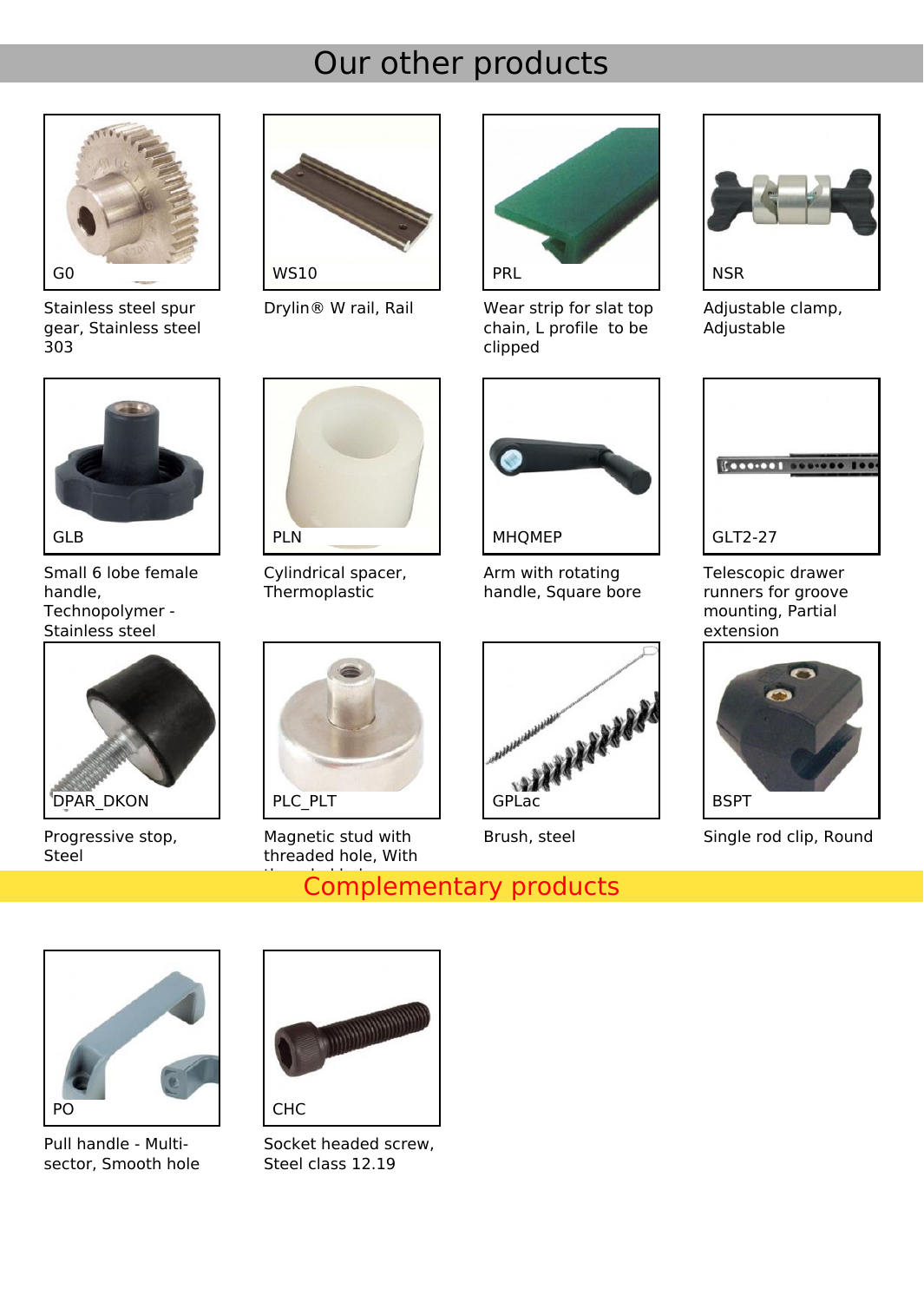# Our other products

G0

Stainless steel spur gear, Stainless steel 303

WS10

Drylin® W rail, Rail

PRL

Wear strip for slat top chain, L profile to be clipped

NSR

Adjustable clamp, Adjustable

GLB

Small 6 lobe female handle, Technopolymer - Stainless steel

PLN

Cylindrical spacer, Thermoplastic

MHQMEP

Arm with rotating handle, Square bore

GLT2-27

Telescopic drawer runners for groove mounting, Partial extension

DPAR_DKON

Progressive stop, Steel

PLC_PLT

Magnetic stud with threaded hole, With

GPLac

Brush, steel

BSPT

Single rod clip, Round

# Complementary products

PO

Pull handle - Multi-sector, Smooth hole

CHC

Socket headed screw, Steel class 12.19